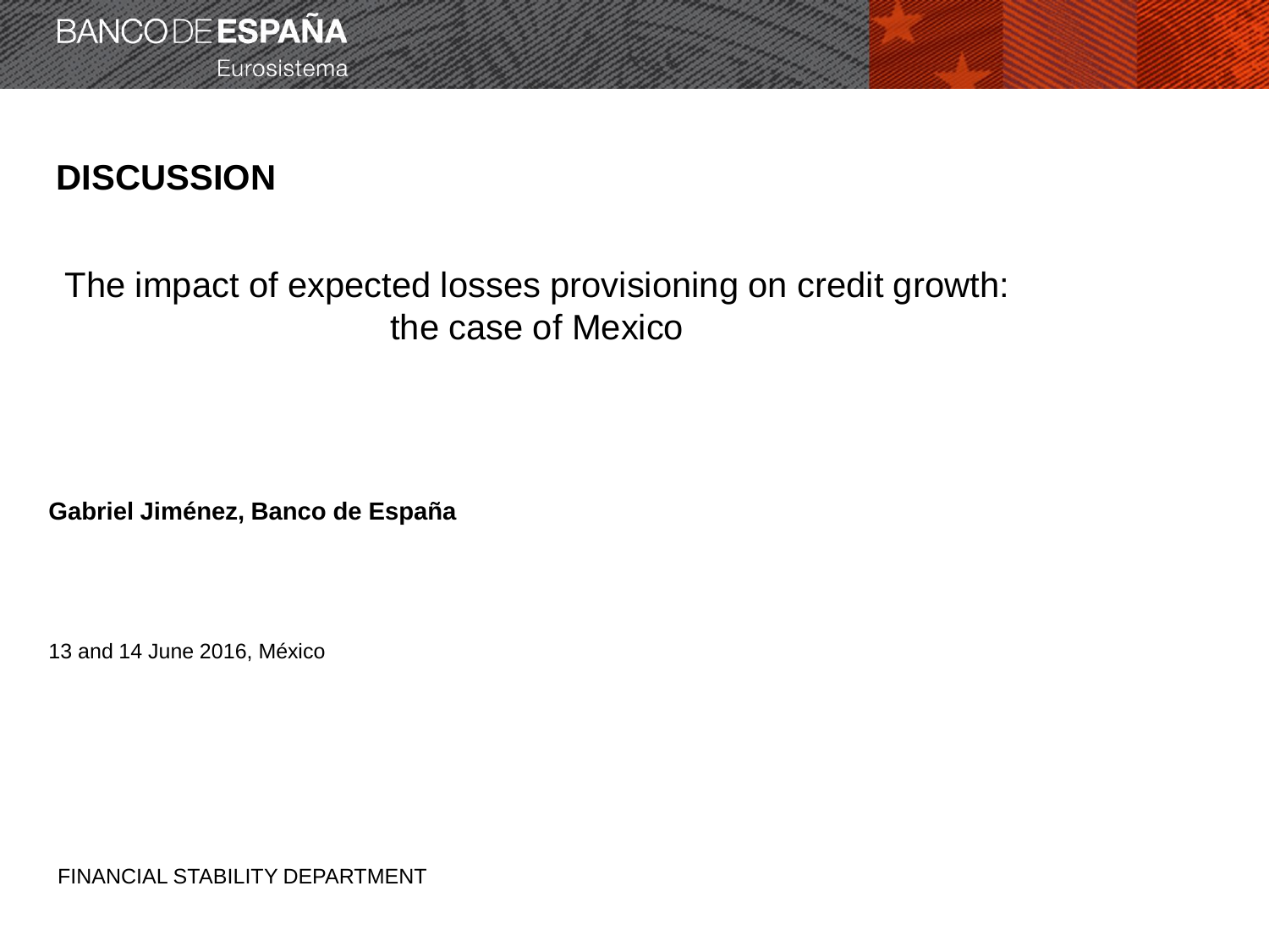BANCO DE ESPAÑA

Eurosistema

# DISCUSSION

## The impact of expected losses provisioning on credit growth: the case of Mexico

**Gabriel Jiménez, Banco de España**

13 and 14 June 2016, México

FINANCIAL STABILITY DEPARTMENT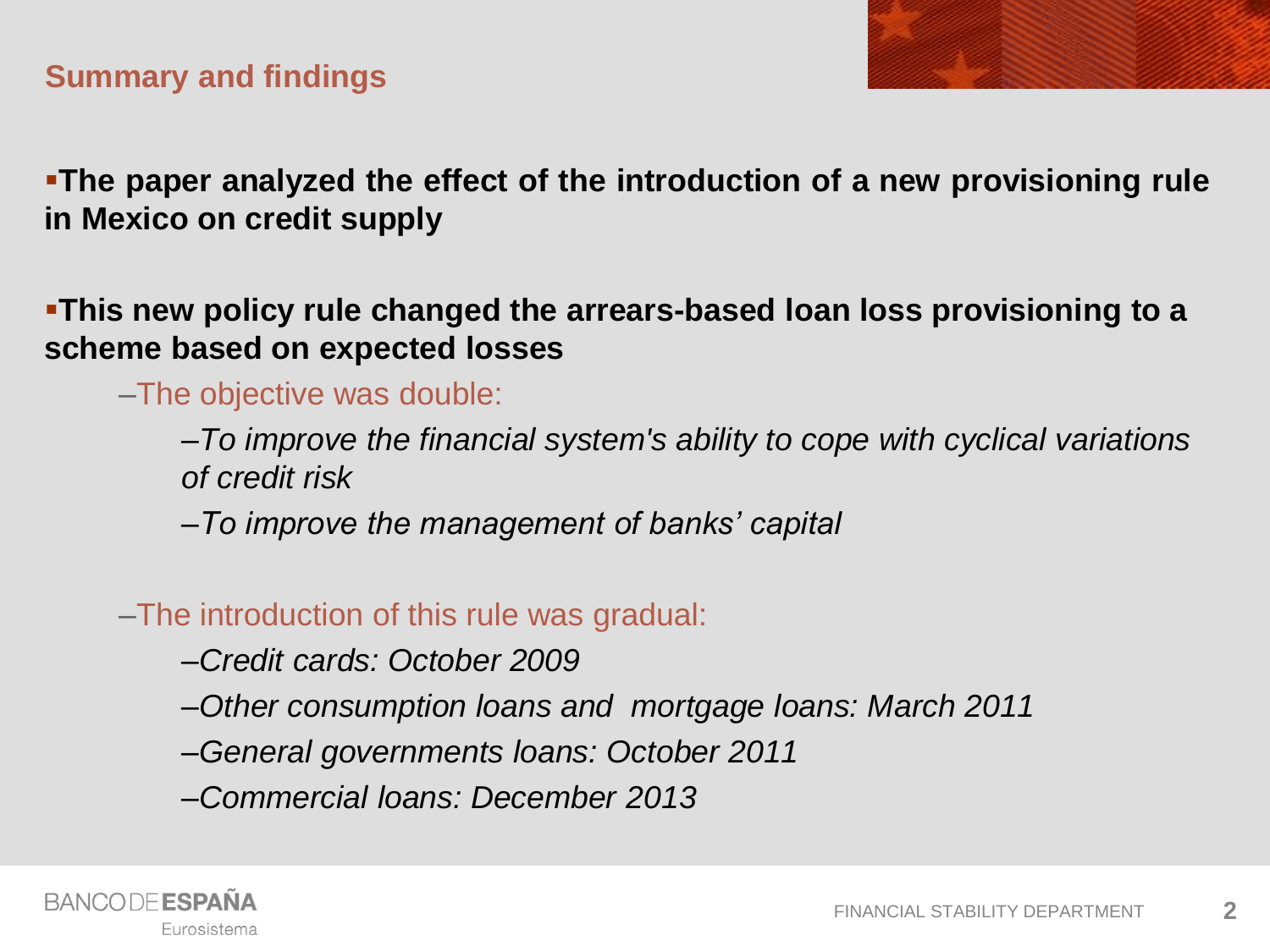## Summary and findings

- **The paper analyzed the effect of the introduction of a new provisioning rule in Mexico on credit supply**

- **This new policy rule changed the arrears-based loan loss provisioning to a scheme based on expected losses**
  - The objective was double:
    - *To improve the financial system's ability to cope with cyclical variations of credit risk*
    - *To improve the management of banks' capital*
  - The introduction of this rule was gradual:
    - *Credit cards: October 2009*
    - *Other consumption loans and mortgage loans: March 2011*
    - *General governments loans: October 2011*
    - *Commercial loans: December 2013*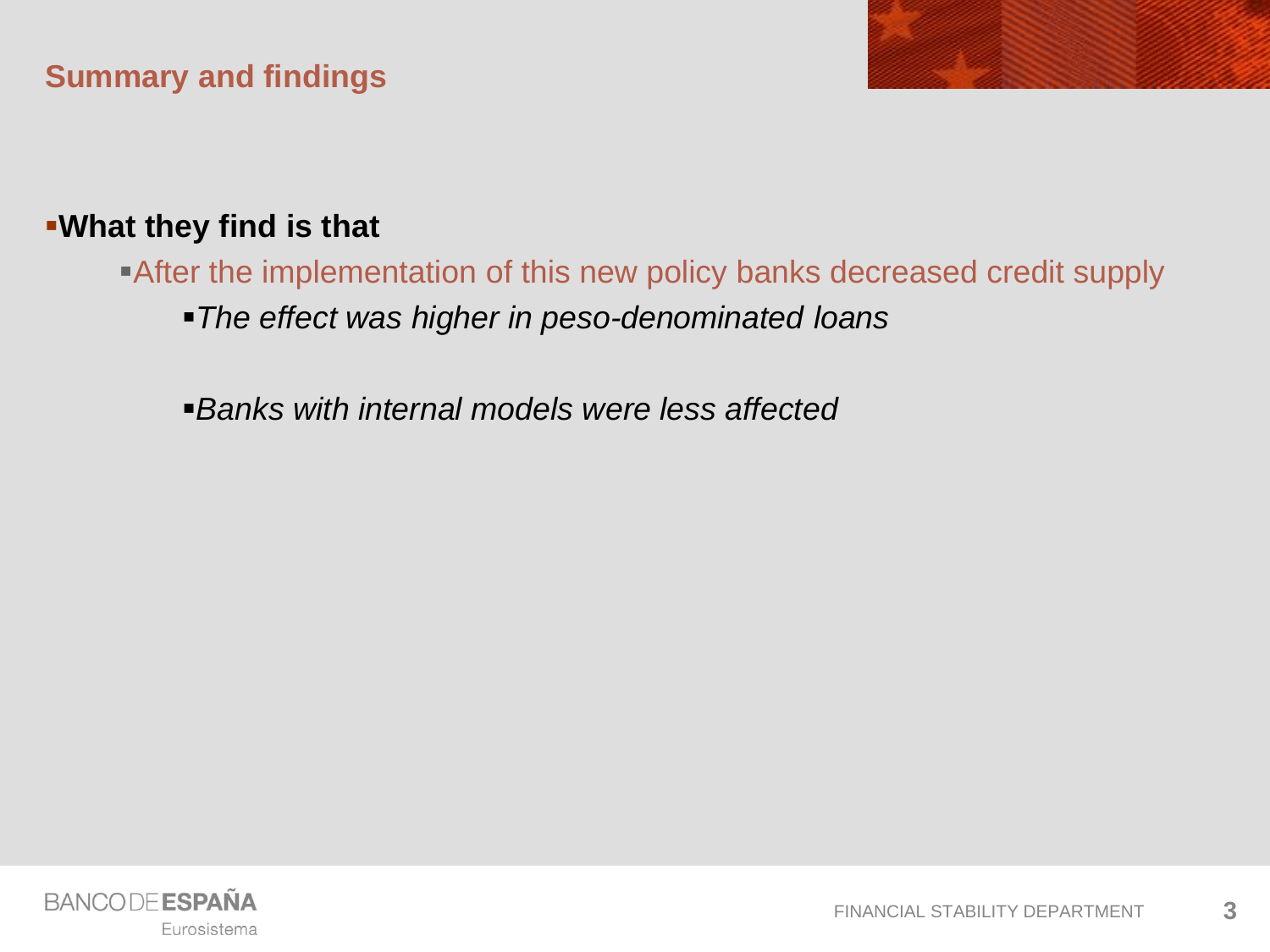## Summary and findings

- **What they find is that**
  - After the implementation of this new policy banks decreased credit supply
    - *The effect was higher in peso-denominated loans*

    - *Banks with internal models were less affected*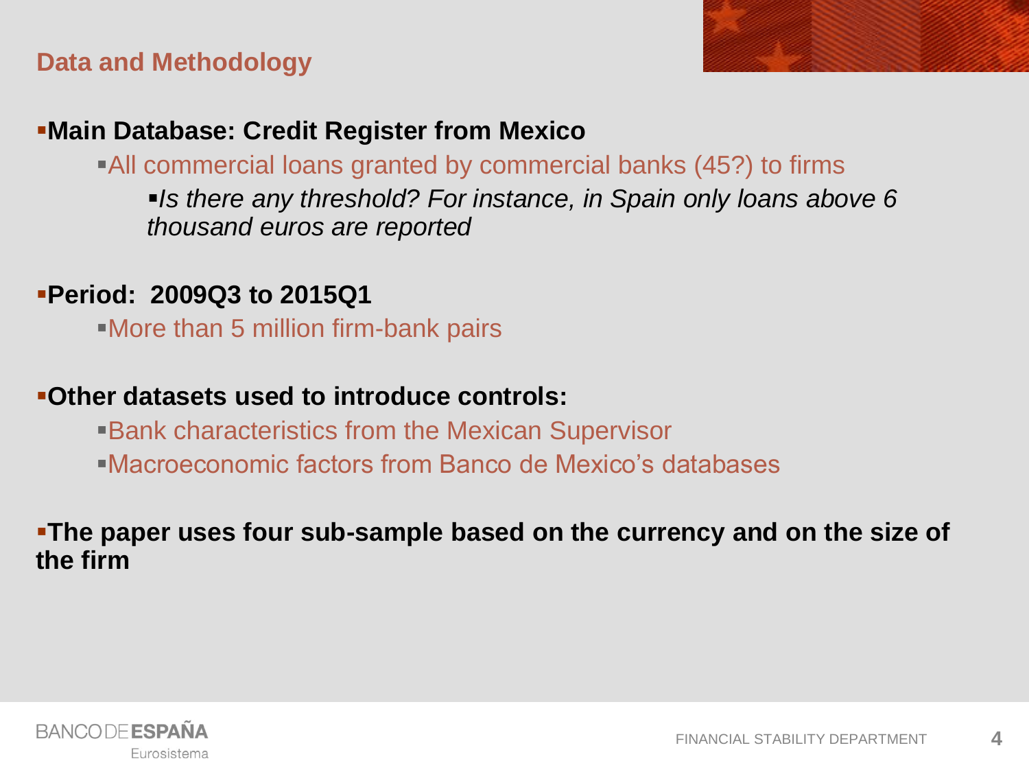## Data and Methodology

- **Main Database: Credit Register from Mexico**
  - All commercial loans granted by commercial banks (45?) to firms
    - *Is there any threshold? For instance, in Spain only loans above 6 thousand euros are reported*
- **Period: 2009Q3 to 2015Q1**
  - More than 5 million firm-bank pairs
- **Other datasets used to introduce controls:**
  - Bank characteristics from the Mexican Supervisor
  - Macroeconomic factors from Banco de Mexico's databases
- **The paper uses four sub-sample based on the currency and on the size of the firm**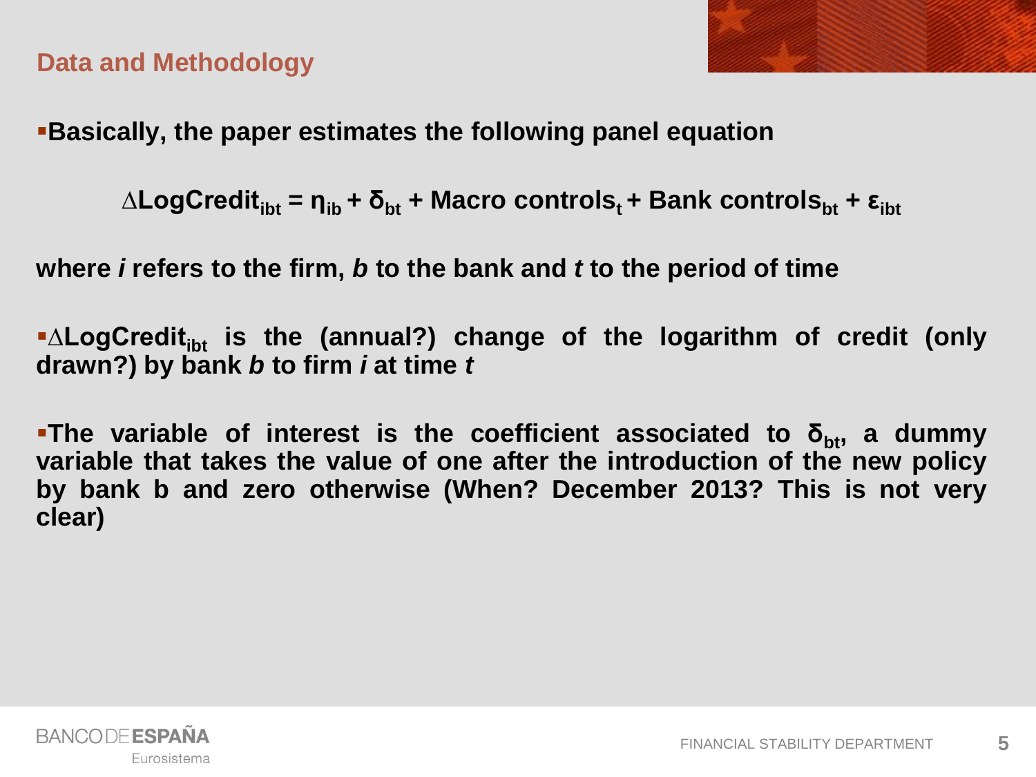## Data and Methodology

- **Basically, the paper estimates the following panel equation**

$$\Delta LogCredit_{ibt} = \eta_{ib} + \delta_{bt} + \text{Macro controls}_t + \text{Bank controls}_{bt} + \varepsilon_{ibt}$$

**where *i* refers to the firm, *b* to the bank and *t* to the period of time**

- **$\Delta LogCredit_{ibt}$ is the (annual?) change of the logarithm of credit (only drawn?) by bank *b* to firm *i* at time *t***

- **The variable of interest is the coefficient associated to $\delta_{bt}$, a dummy variable that takes the value of one after the introduction of the new policy by bank b and zero otherwise (When? December 2013? This is not very clear)**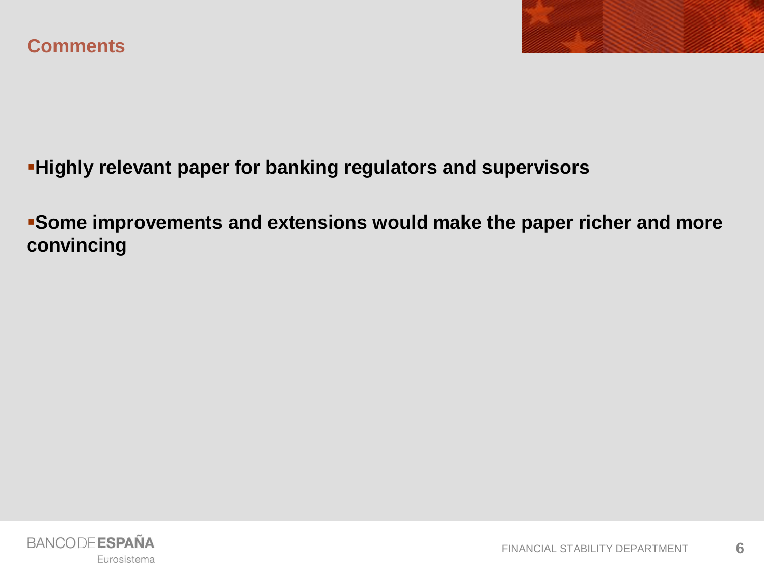## Comments

- **Highly relevant paper for banking regulators and supervisors**
- **Some improvements and extensions would make the paper richer and more convincing**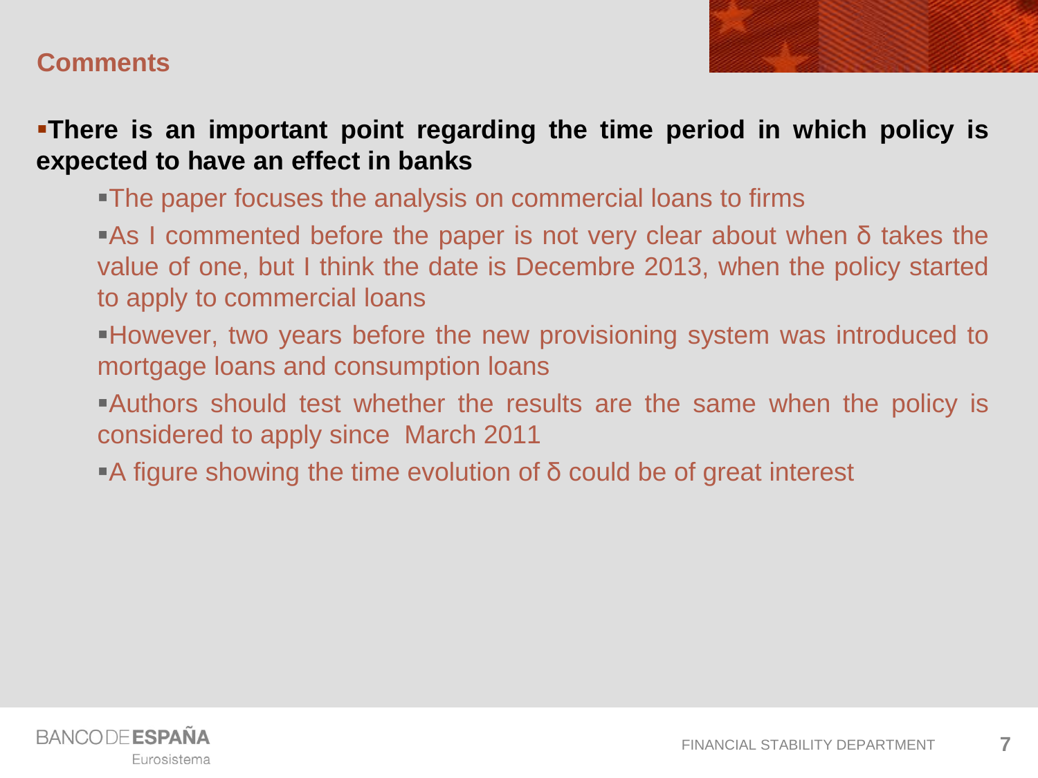## Comments

- **There is an important point regarding the time period in which policy is expected to have an effect in banks**
  - The paper focuses the analysis on commercial loans to firms
  - As I commented before the paper is not very clear about when $\delta$ takes the value of one, but I think the date is Decembre 2013, when the policy started to apply to commercial loans
  - However, two years before the new provisioning system was introduced to mortgage loans and consumption loans
  - Authors should test whether the results are the same when the policy is considered to apply since March 2011
  - A figure showing the time evolution of $\delta$ could be of great interest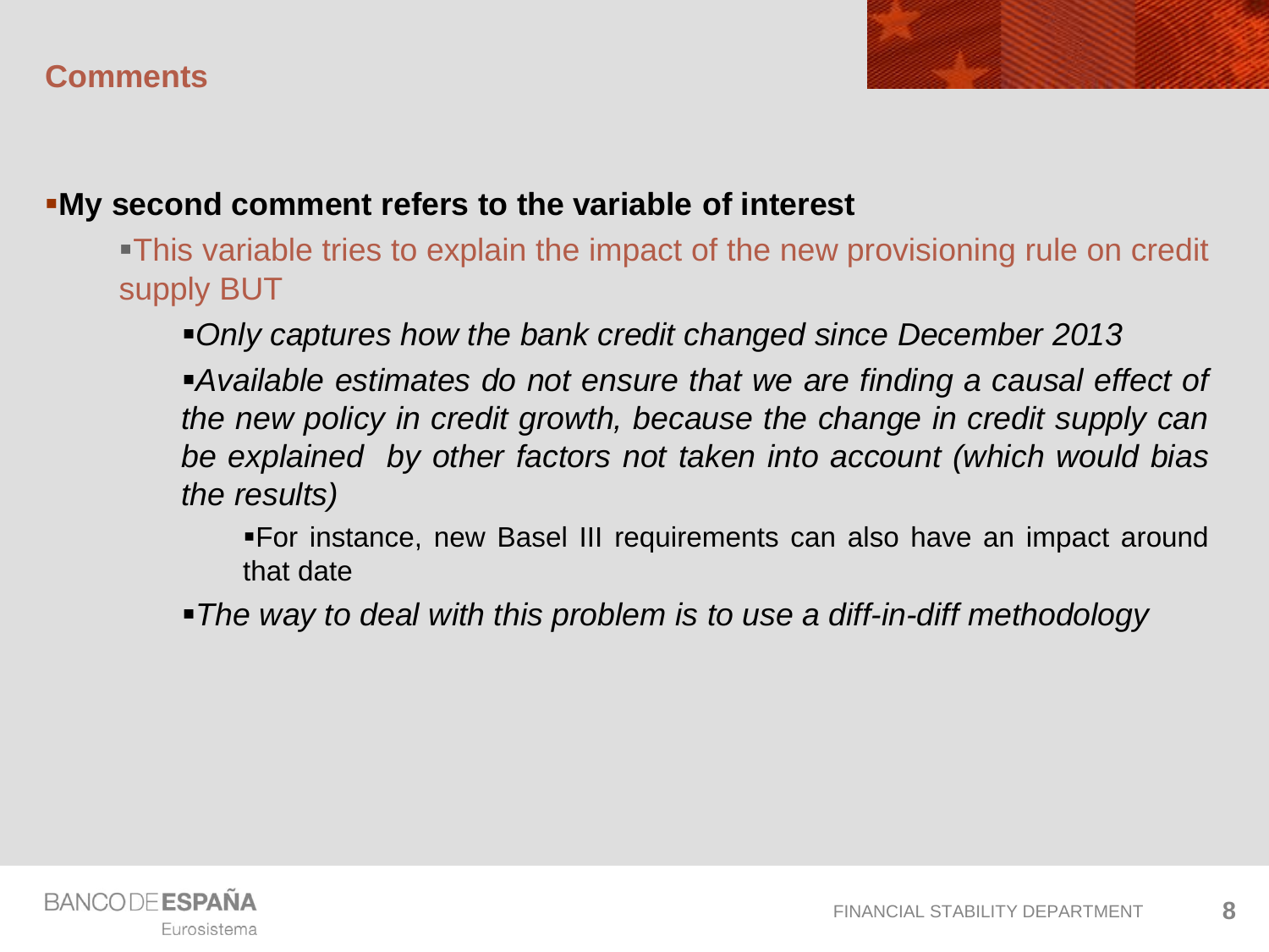## Comments

- **My second comment refers to the variable of interest**
  - This variable tries to explain the impact of the new provisioning rule on credit supply BUT
    - *Only captures how the bank credit changed since December 2013*
    - *Available estimates do not ensure that we are finding a causal effect of the new policy in credit growth, because the change in credit supply can be explained by other factors not taken into account (which would bias the results)*
      - For instance, new Basel III requirements can also have an impact around that date
    - *The way to deal with this problem is to use a diff-in-diff methodology*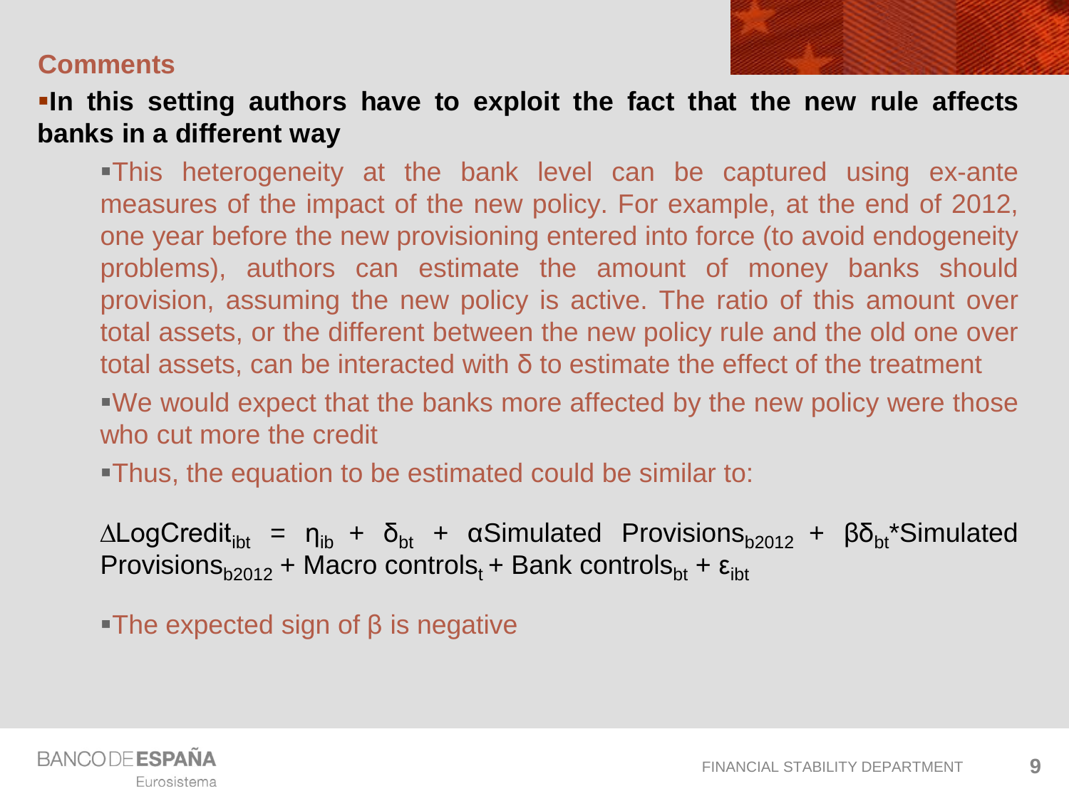## Comments

- **In this setting authors have to exploit the fact that the new rule affects banks in a different way**
  - This heterogeneity at the bank level can be captured using ex-ante measures of the impact of the new policy. For example, at the end of 2012, one year before the new provisioning entered into force (to avoid endogeneity problems), authors can estimate the amount of money banks should provision, assuming the new policy is active. The ratio of this amount over total assets, or the different between the new policy rule and the old one over total assets, can be interacted with $\delta$ to estimate the effect of the treatment
  - We would expect that the banks more affected by the new policy were those who cut more the credit
  - Thus, the equation to be estimated could be similar to:

$$\Delta LogCredit_{ibt} = \eta_{ib} + \delta_{bt} + \alpha Simulated\ Provisions_{b2012} + \beta \delta_{bt} * Simulated\ Provisions_{b2012} + Macro\ controls_{t} + Bank\ controls_{bt} + \varepsilon_{ibt}$$

  - The expected sign of $\beta$ is negative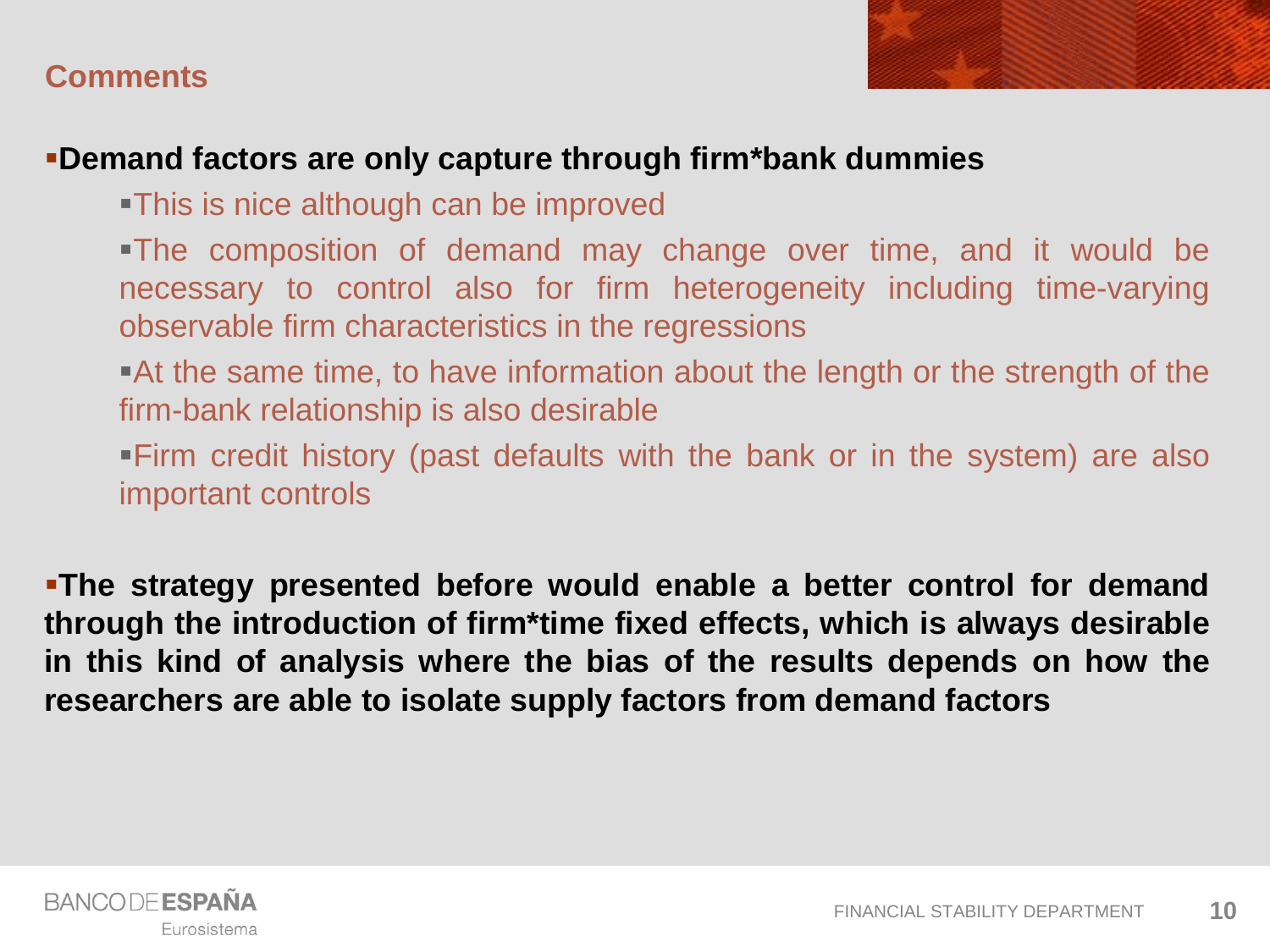## Comments

- **Demand factors are only capture through firm*bank dummies**
  - This is nice although can be improved
  - The composition of demand may change over time, and it would be necessary to control also for firm heterogeneity including time-varying observable firm characteristics in the regressions
  - At the same time, to have information about the length or the strength of the firm-bank relationship is also desirable
  - Firm credit history (past defaults with the bank or in the system) are also important controls

- **The strategy presented before would enable a better control for demand through the introduction of firm*time fixed effects, which is always desirable in this kind of analysis where the bias of the results depends on how the researchers are able to isolate supply factors from demand factors**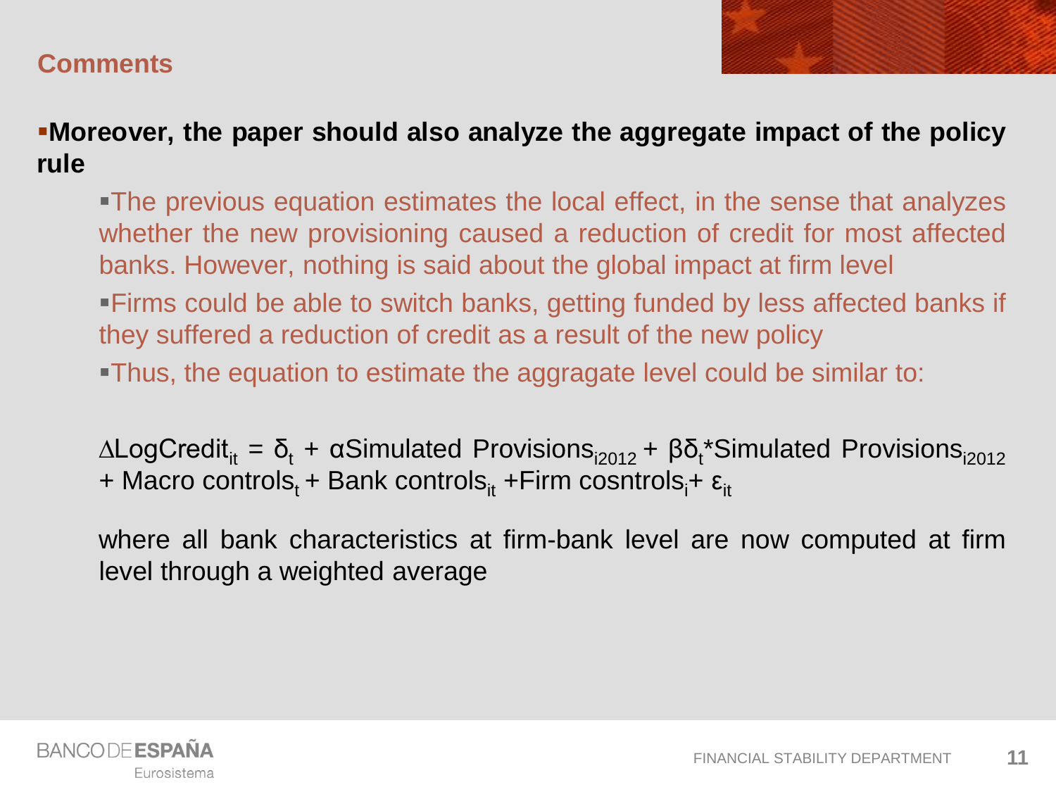## Comments

- **Moreover, the paper should also analyze the aggregate impact of the policy rule**
  - The previous equation estimates the local effect, in the sense that analyzes whether the new provisioning caused a reduction of credit for most affected banks. However, nothing is said about the global impact at firm level
  - Firms could be able to switch banks, getting funded by less affected banks if they suffered a reduction of credit as a result of the new policy
  - Thus, the equation to estimate the aggragate level could be similar to:

$$\Delta LogCredit_{it} = \delta_t + \alpha Simulated\ Provisions_{i2012} + \beta \delta_t * Simulated\ Provisions_{i2012} + Macro\ controls_t + Bank\ controls_{it} + Firm\ cosntrols_i + \varepsilon_{it}$$

where all bank characteristics at firm-bank level are now computed at firm level through a weighted average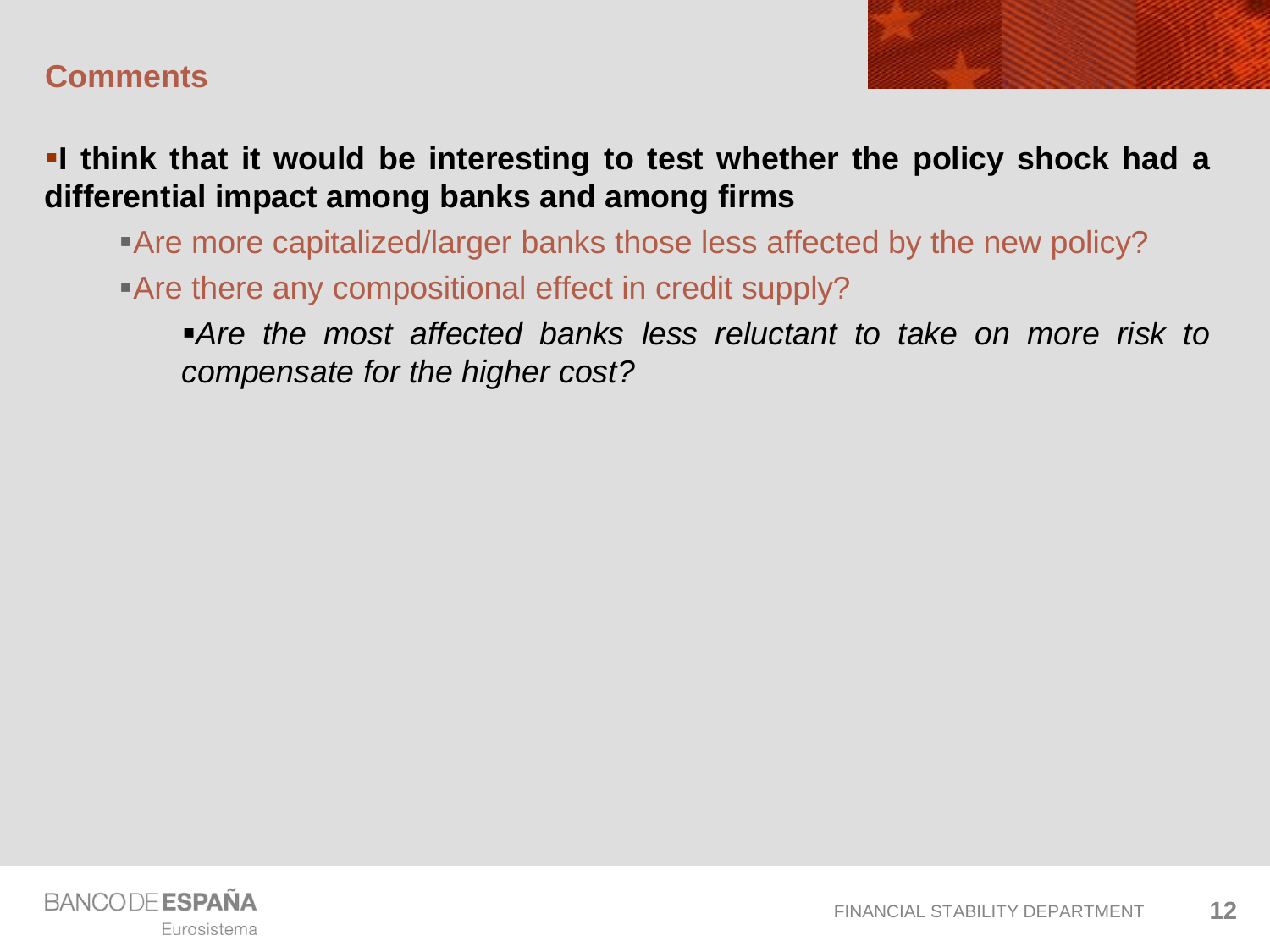## Comments

- **I think that it would be interesting to test whether the policy shock had a differential impact among banks and among firms**
  - Are more capitalized/larger banks those less affected by the new policy?
  - Are there any compositional effect in credit supply?
    - *Are the most affected banks less reluctant to take on more risk to compensate for the higher cost?*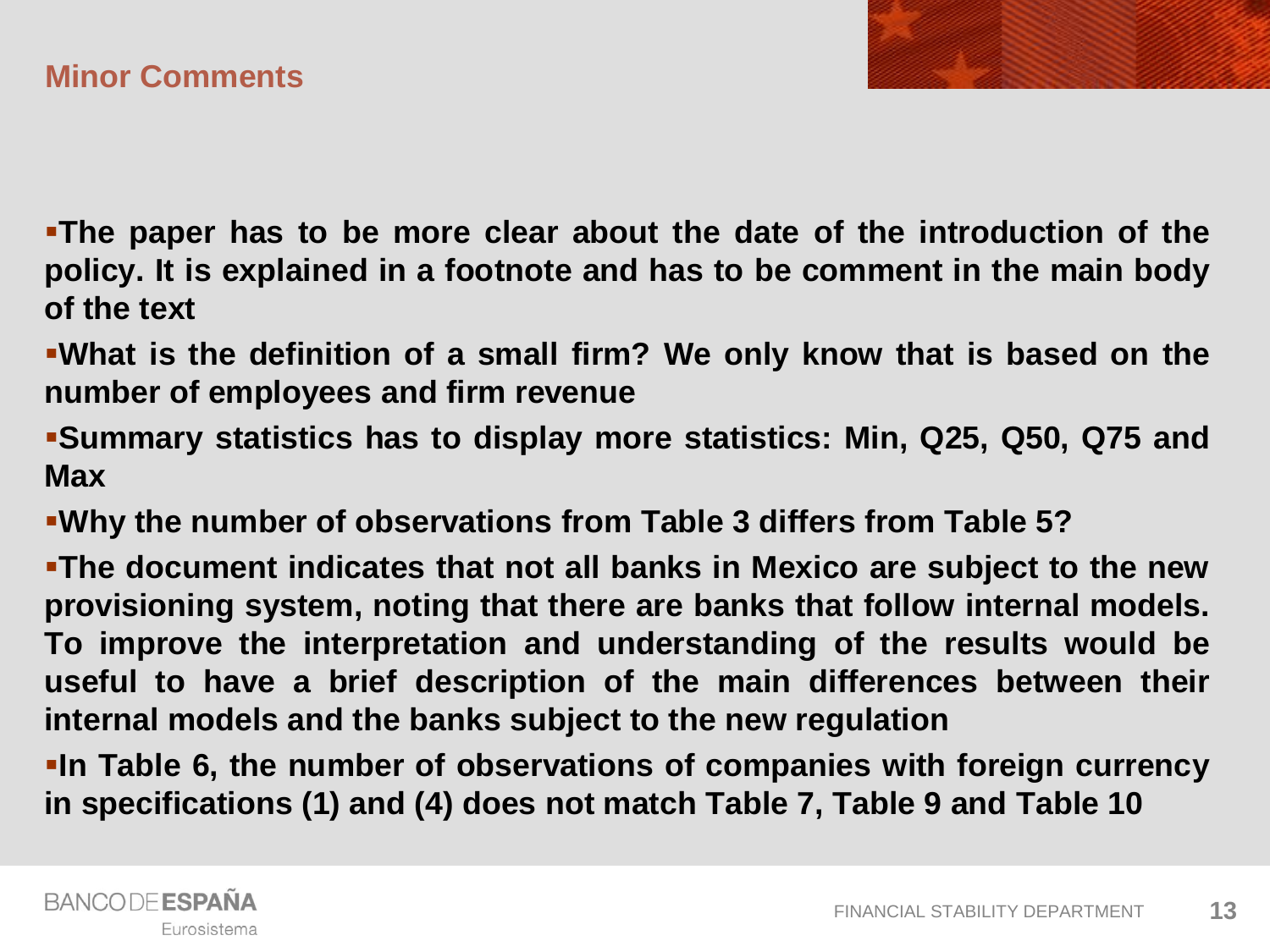## Minor Comments

- **The paper has to be more clear about the date of the introduction of the policy. It is explained in a footnote and has to be comment in the main body of the text**
- **What is the definition of a small firm? We only know that is based on the number of employees and firm revenue**
- **Summary statistics has to display more statistics: Min, Q25, Q50, Q75 and Max**
- **Why the number of observations from Table 3 differs from Table 5?**
- **The document indicates that not all banks in Mexico are subject to the new provisioning system, noting that there are banks that follow internal models. To improve the interpretation and understanding of the results would be useful to have a brief description of the main differences between their internal models and the banks subject to the new regulation**
- **In Table 6, the number of observations of companies with foreign currency in specifications (1) and (4) does not match Table 7, Table 9 and Table 10**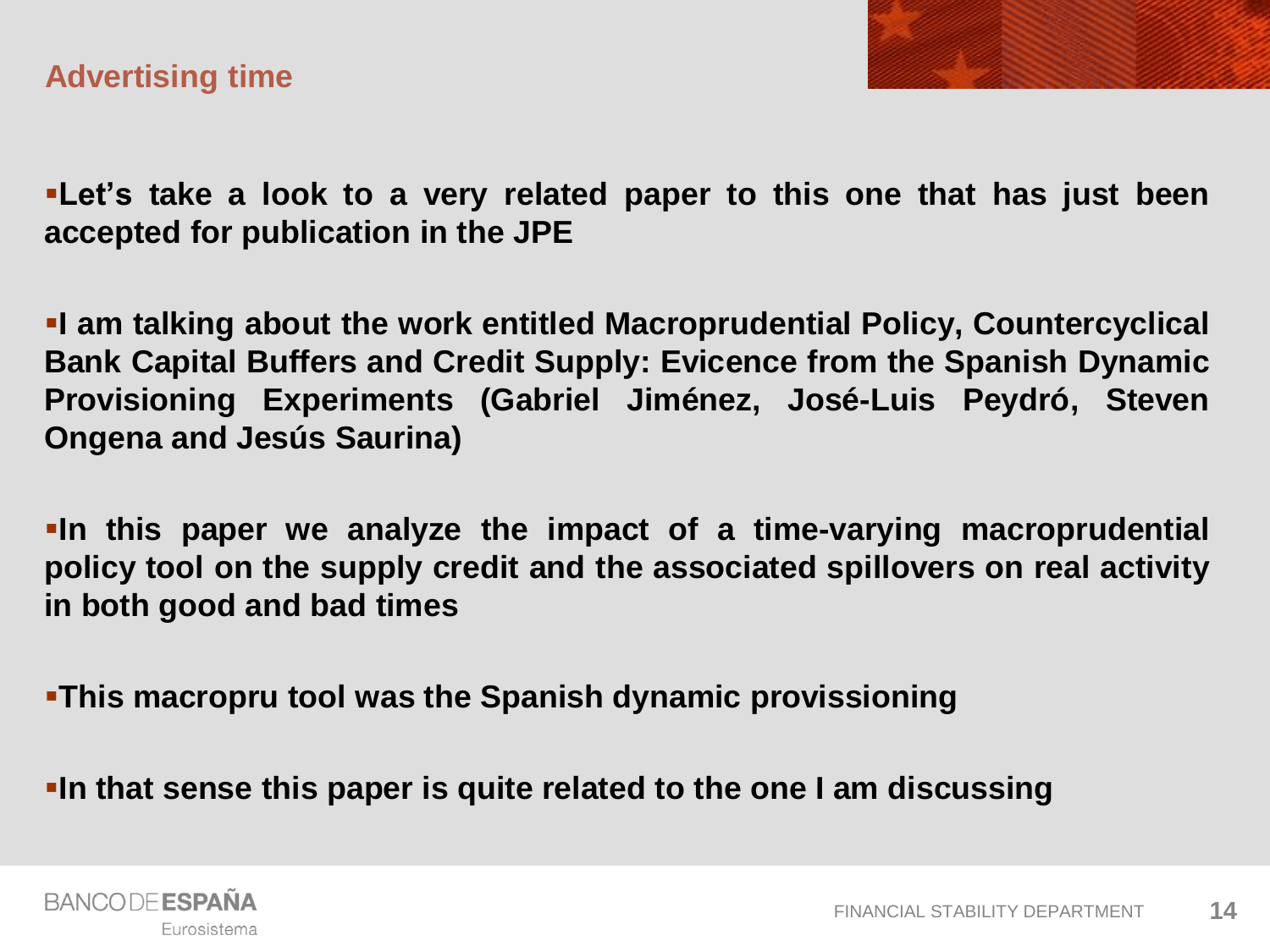## Advertising time

- Let's take a look to a very related paper to this one that has just been accepted for publication in the JPE

- I am talking about the work entitled Macroprudential Policy, Countercyclical Bank Capital Buffers and Credit Supply: Evicence from the Spanish Dynamic Provisioning Experiments (Gabriel Jiménez, José-Luis Peydró, Steven Ongena and Jesús Saurina)

- In this paper we analyze the impact of a time-varying macroprudential policy tool on the supply credit and the associated spillovers on real activity in both good and bad times

- This macropru tool was the Spanish dynamic provissioning

- In that sense this paper is quite related to the one I am discussing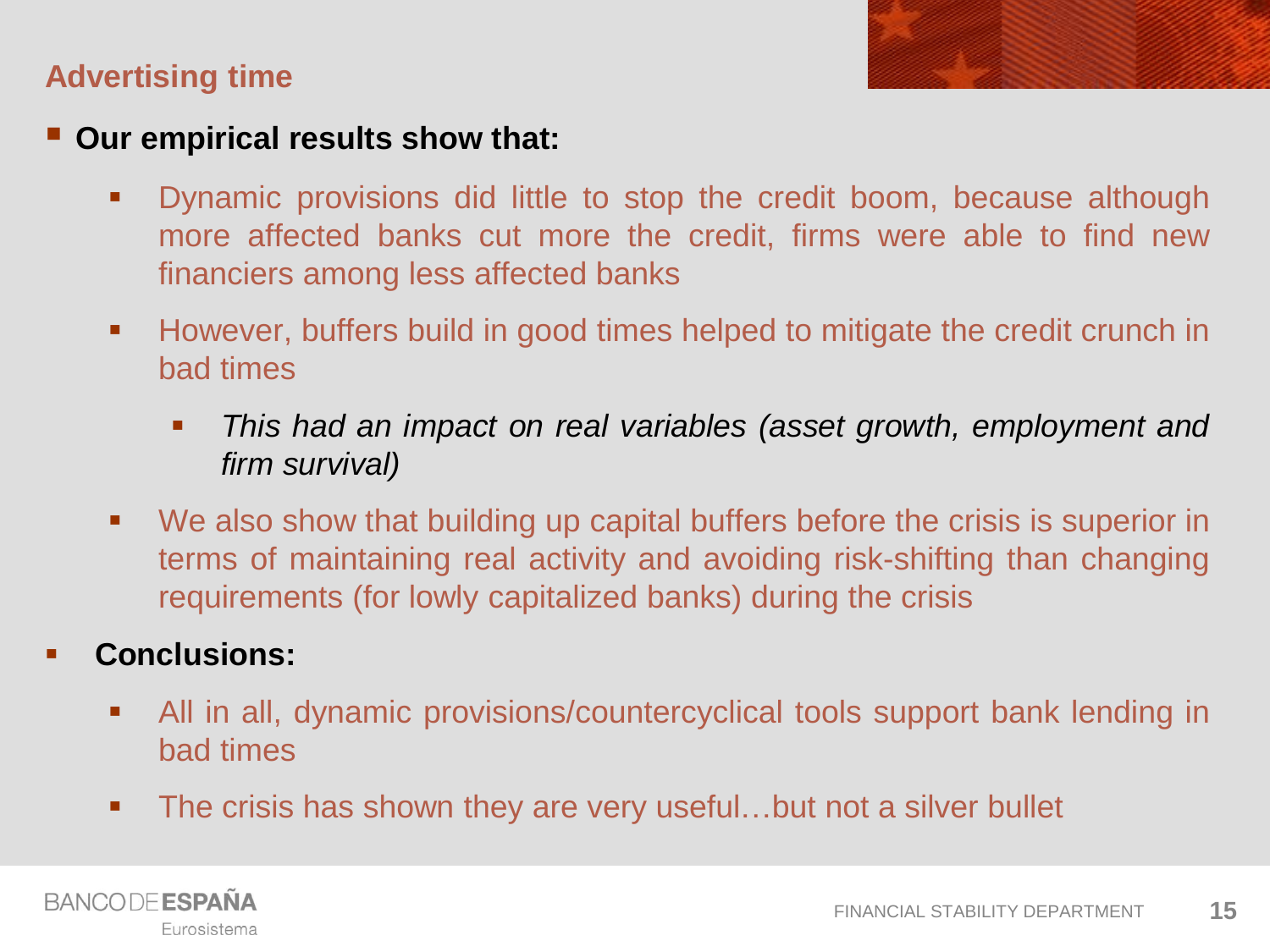## Advertising time

- **Our empirical results show that:**
  - Dynamic provisions did little to stop the credit boom, because although more affected banks cut more the credit, firms were able to find new financiers among less affected banks
  - However, buffers build in good times helped to mitigate the credit crunch in bad times
    - *This had an impact on real variables (asset growth, employment and firm survival)*
  - We also show that building up capital buffers before the crisis is superior in terms of maintaining real activity and avoiding risk-shifting than changing requirements (for lowly capitalized banks) during the crisis
- **Conclusions:**
  - All in all, dynamic provisions/countercyclical tools support bank lending in bad times
  - The crisis has shown they are very useful…but not a silver bullet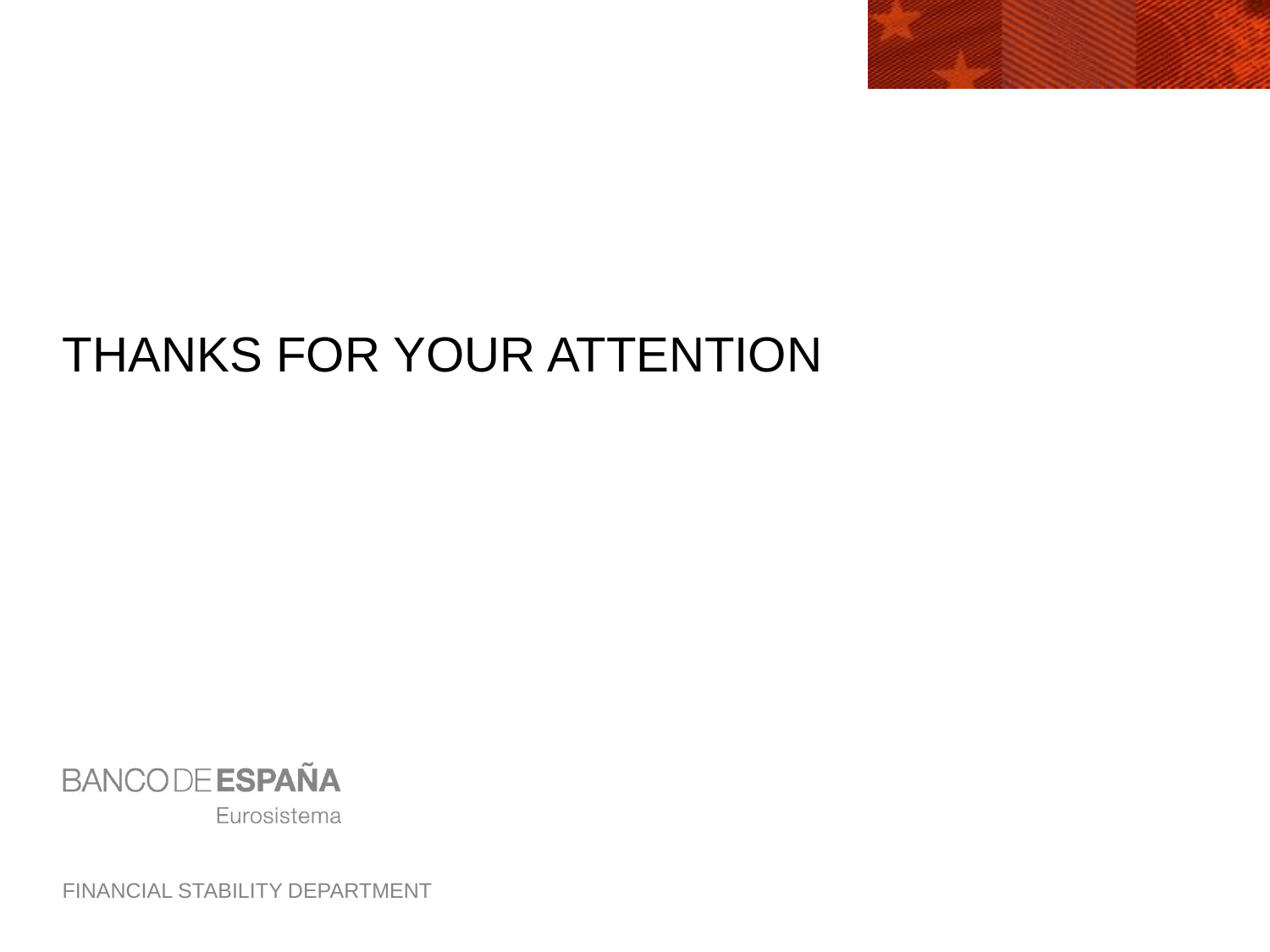# THANKS FOR YOUR ATTENTION

BANCO DE ESPAÑA
Eurosistema

FINANCIAL STABILITY DEPARTMENT